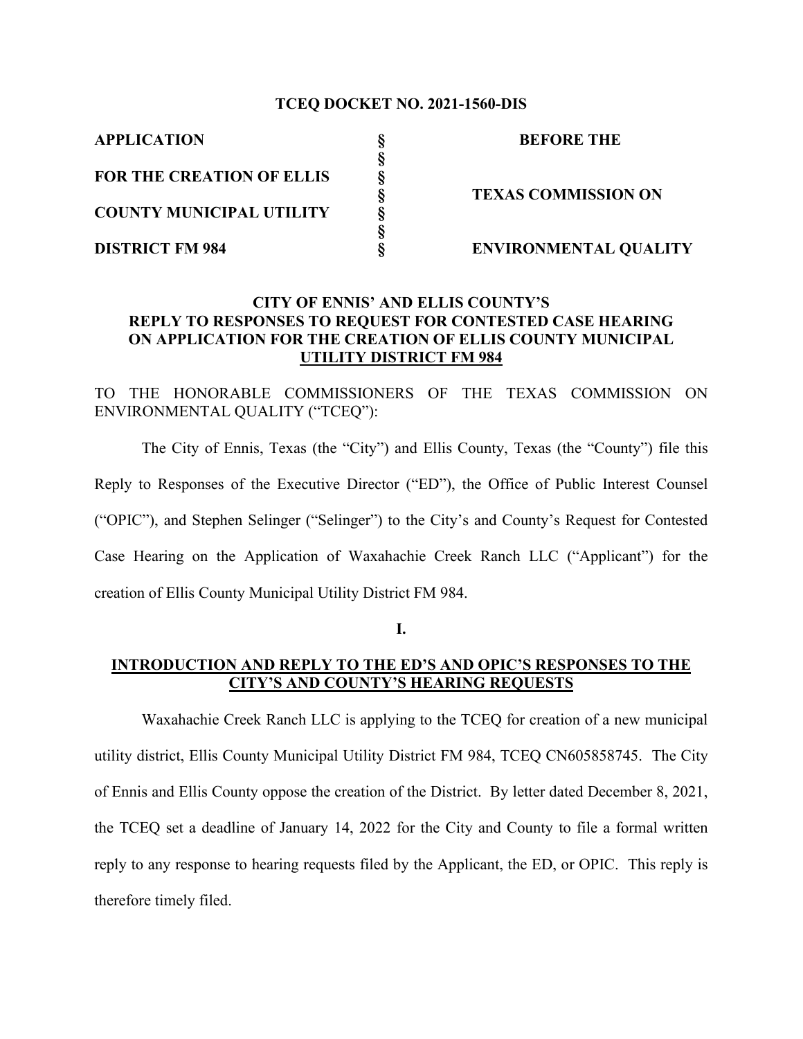**TCEQ DOCKET NO. 2021-1560-DIS**

| | | |
|---|---|---|
| **APPLICATION** | **§** | **BEFORE THE** |
| | **§** | |
| **FOR THE CREATION OF ELLIS** | **§** | |
| | **§** | **TEXAS COMMISSION ON** |
| **COUNTY MUNICIPAL UTILITY** | **§** | |
| | **§** | |
| **DISTRICT FM 984** | **§** | **ENVIRONMENTAL QUALITY** |

**CITY OF ENNIS' AND ELLIS COUNTY'S REPLY TO RESPONSES TO REQUEST FOR CONTESTED CASE HEARING ON APPLICATION FOR THE CREATION OF ELLIS COUNTY MUNICIPAL UTILITY DISTRICT FM 984**

TO THE HONORABLE COMMISSIONERS OF THE TEXAS COMMISSION ON ENVIRONMENTAL QUALITY ("TCEQ"):

The City of Ennis, Texas (the "City") and Ellis County, Texas (the "County") file this Reply to Responses of the Executive Director ("ED"), the Office of Public Interest Counsel ("OPIC"), and Stephen Selinger ("Selinger") to the City's and County's Request for Contested Case Hearing on the Application of Waxahachie Creek Ranch LLC ("Applicant") for the creation of Ellis County Municipal Utility District FM 984.

**I.**

**INTRODUCTION AND REPLY TO THE ED'S AND OPIC'S RESPONSES TO THE CITY'S AND COUNTY'S HEARING REQUESTS**

Waxahachie Creek Ranch LLC is applying to the TCEQ for creation of a new municipal utility district, Ellis County Municipal Utility District FM 984, TCEQ CN605858745. The City of Ennis and Ellis County oppose the creation of the District. By letter dated December 8, 2021, the TCEQ set a deadline of January 14, 2022 for the City and County to file a formal written reply to any response to hearing requests filed by the Applicant, the ED, or OPIC. This reply is therefore timely filed.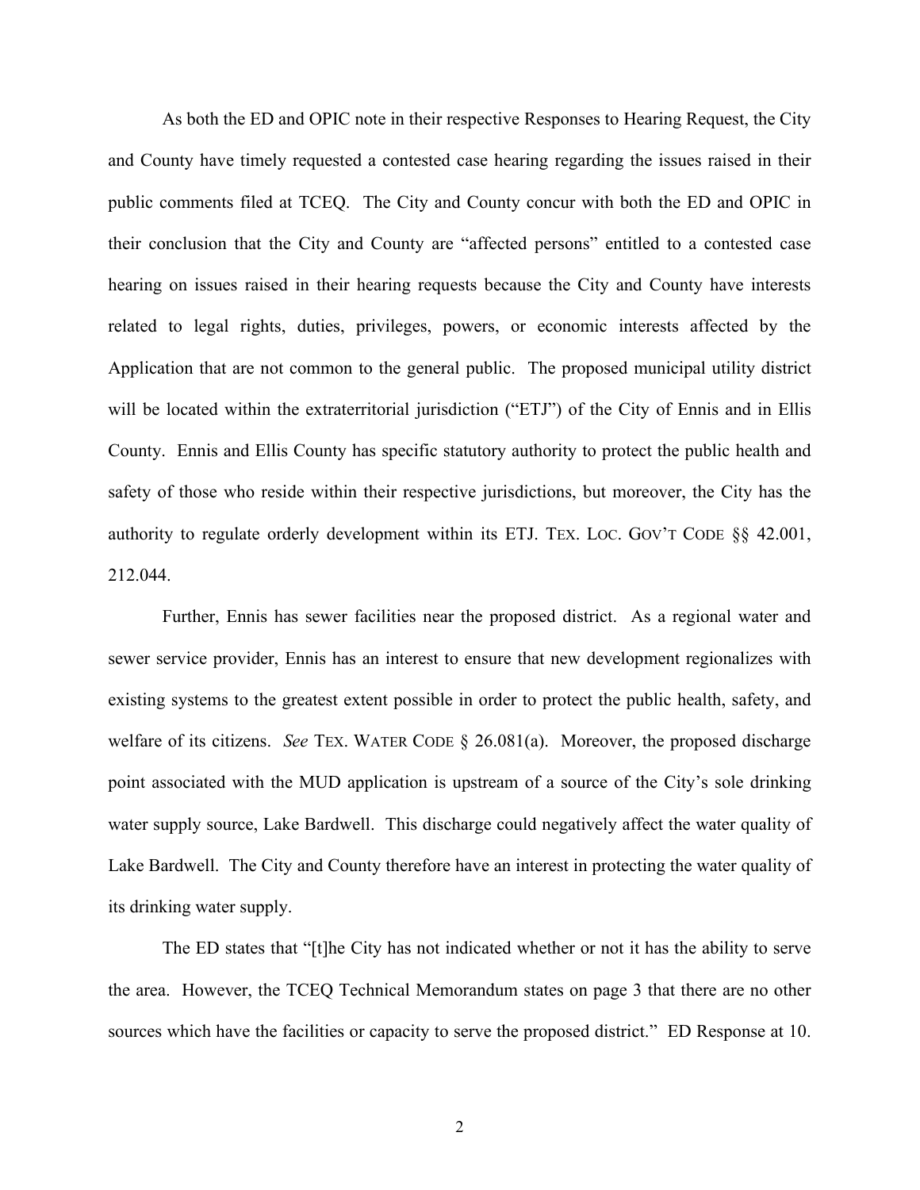As both the ED and OPIC note in their respective Responses to Hearing Request, the City and County have timely requested a contested case hearing regarding the issues raised in their public comments filed at TCEQ. The City and County concur with both the ED and OPIC in their conclusion that the City and County are "affected persons" entitled to a contested case hearing on issues raised in their hearing requests because the City and County have interests related to legal rights, duties, privileges, powers, or economic interests affected by the Application that are not common to the general public. The proposed municipal utility district will be located within the extraterritorial jurisdiction ("ETJ") of the City of Ennis and in Ellis County. Ennis and Ellis County has specific statutory authority to protect the public health and safety of those who reside within their respective jurisdictions, but moreover, the City has the authority to regulate orderly development within its ETJ. TEX. LOC. GOV'T CODE §§ 42.001, 212.044.

Further, Ennis has sewer facilities near the proposed district. As a regional water and sewer service provider, Ennis has an interest to ensure that new development regionalizes with existing systems to the greatest extent possible in order to protect the public health, safety, and welfare of its citizens. *See* TEX. WATER CODE § 26.081(a). Moreover, the proposed discharge point associated with the MUD application is upstream of a source of the City's sole drinking water supply source, Lake Bardwell. This discharge could negatively affect the water quality of Lake Bardwell. The City and County therefore have an interest in protecting the water quality of its drinking water supply.

The ED states that "[t]he City has not indicated whether or not it has the ability to serve the area. However, the TCEQ Technical Memorandum states on page 3 that there are no other sources which have the facilities or capacity to serve the proposed district." ED Response at 10.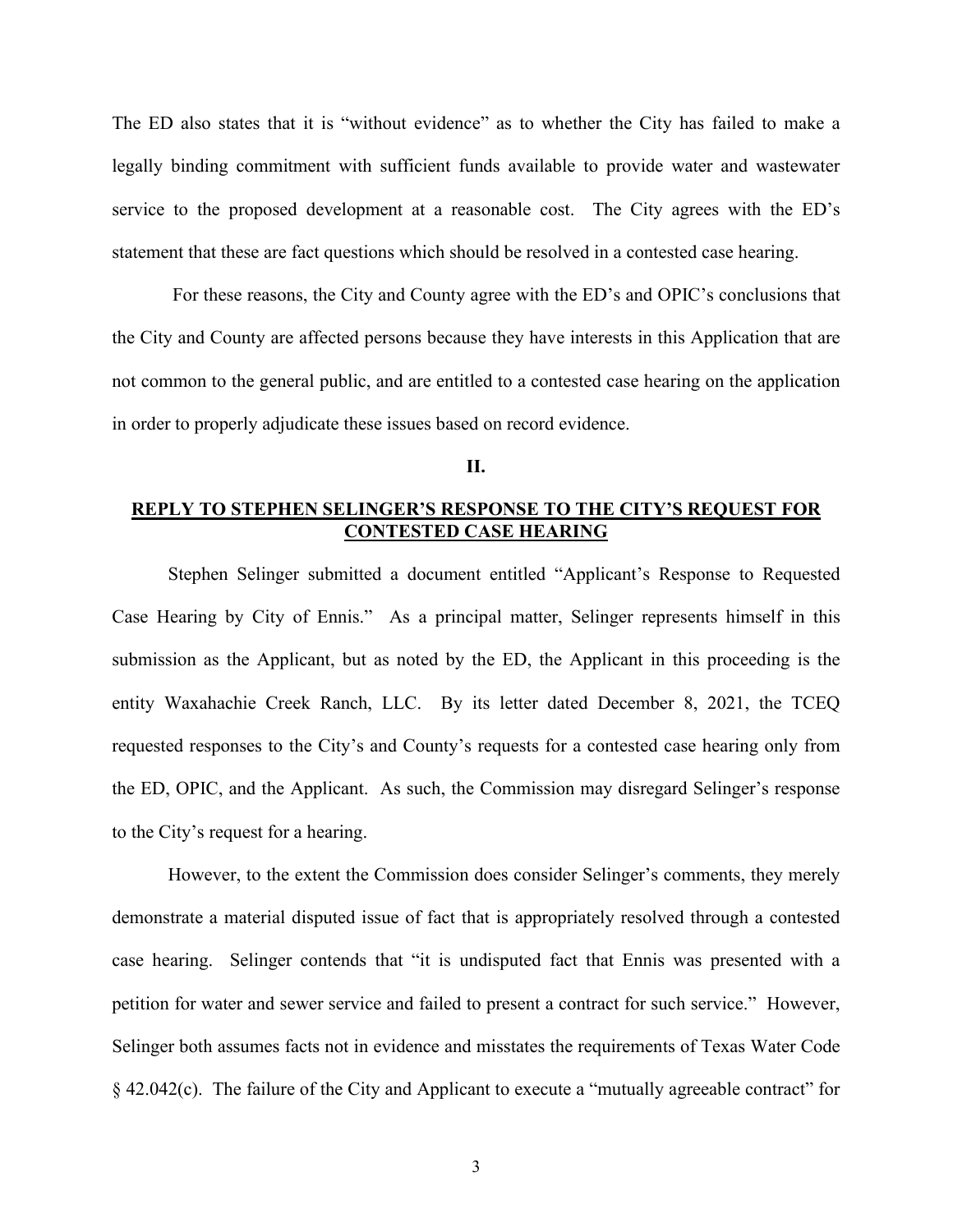The ED also states that it is "without evidence" as to whether the City has failed to make a legally binding commitment with sufficient funds available to provide water and wastewater service to the proposed development at a reasonable cost. The City agrees with the ED's statement that these are fact questions which should be resolved in a contested case hearing.

For these reasons, the City and County agree with the ED's and OPIC's conclusions that the City and County are affected persons because they have interests in this Application that are not common to the general public, and are entitled to a contested case hearing on the application in order to properly adjudicate these issues based on record evidence.

**II.**

**REPLY TO STEPHEN SELINGER'S RESPONSE TO THE CITY'S REQUEST FOR CONTESTED CASE HEARING**

Stephen Selinger submitted a document entitled "Applicant's Response to Requested Case Hearing by City of Ennis." As a principal matter, Selinger represents himself in this submission as the Applicant, but as noted by the ED, the Applicant in this proceeding is the entity Waxahachie Creek Ranch, LLC. By its letter dated December 8, 2021, the TCEQ requested responses to the City's and County's requests for a contested case hearing only from the ED, OPIC, and the Applicant. As such, the Commission may disregard Selinger's response to the City's request for a hearing.

However, to the extent the Commission does consider Selinger's comments, they merely demonstrate a material disputed issue of fact that is appropriately resolved through a contested case hearing. Selinger contends that "it is undisputed fact that Ennis was presented with a petition for water and sewer service and failed to present a contract for such service." However, Selinger both assumes facts not in evidence and misstates the requirements of Texas Water Code § 42.042(c). The failure of the City and Applicant to execute a "mutually agreeable contract" for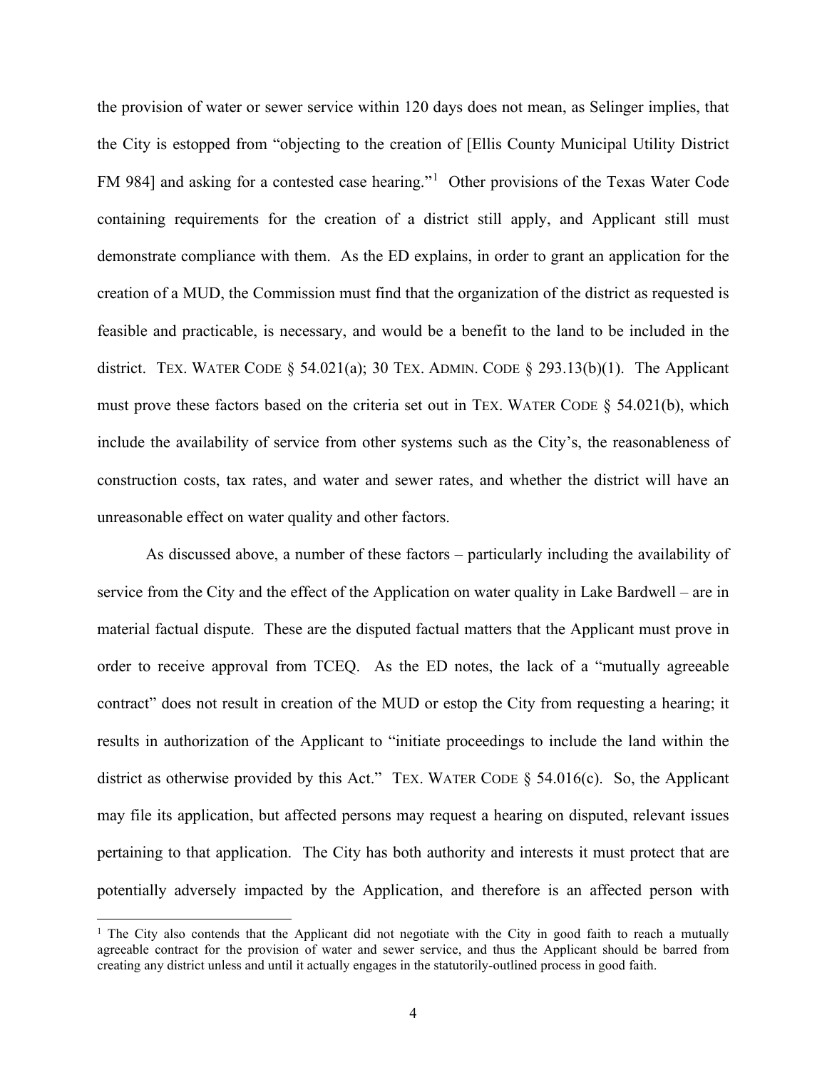the provision of water or sewer service within 120 days does not mean, as Selinger implies, that the City is estopped from "objecting to the creation of [Ellis County Municipal Utility District FM 984] and asking for a contested case hearing."[1] Other provisions of the Texas Water Code containing requirements for the creation of a district still apply, and Applicant still must demonstrate compliance with them. As the ED explains, in order to grant an application for the creation of a MUD, the Commission must find that the organization of the district as requested is feasible and practicable, is necessary, and would be a benefit to the land to be included in the district. TEX. WATER CODE § 54.021(a); 30 TEX. ADMIN. CODE § 293.13(b)(1). The Applicant must prove these factors based on the criteria set out in TEX. WATER CODE § 54.021(b), which include the availability of service from other systems such as the City's, the reasonableness of construction costs, tax rates, and water and sewer rates, and whether the district will have an unreasonable effect on water quality and other factors.

As discussed above, a number of these factors – particularly including the availability of service from the City and the effect of the Application on water quality in Lake Bardwell – are in material factual dispute. These are the disputed factual matters that the Applicant must prove in order to receive approval from TCEQ. As the ED notes, the lack of a "mutually agreeable contract" does not result in creation of the MUD or estop the City from requesting a hearing; it results in authorization of the Applicant to "initiate proceedings to include the land within the district as otherwise provided by this Act." TEX. WATER CODE § 54.016(c). So, the Applicant may file its application, but affected persons may request a hearing on disputed, relevant issues pertaining to that application. The City has both authority and interests it must protect that are potentially adversely impacted by the Application, and therefore is an affected person with

---

[1] The City also contends that the Applicant did not negotiate with the City in good faith to reach a mutually agreeable contract for the provision of water and sewer service, and thus the Applicant should be barred from creating any district unless and until it actually engages in the statutorily-outlined process in good faith.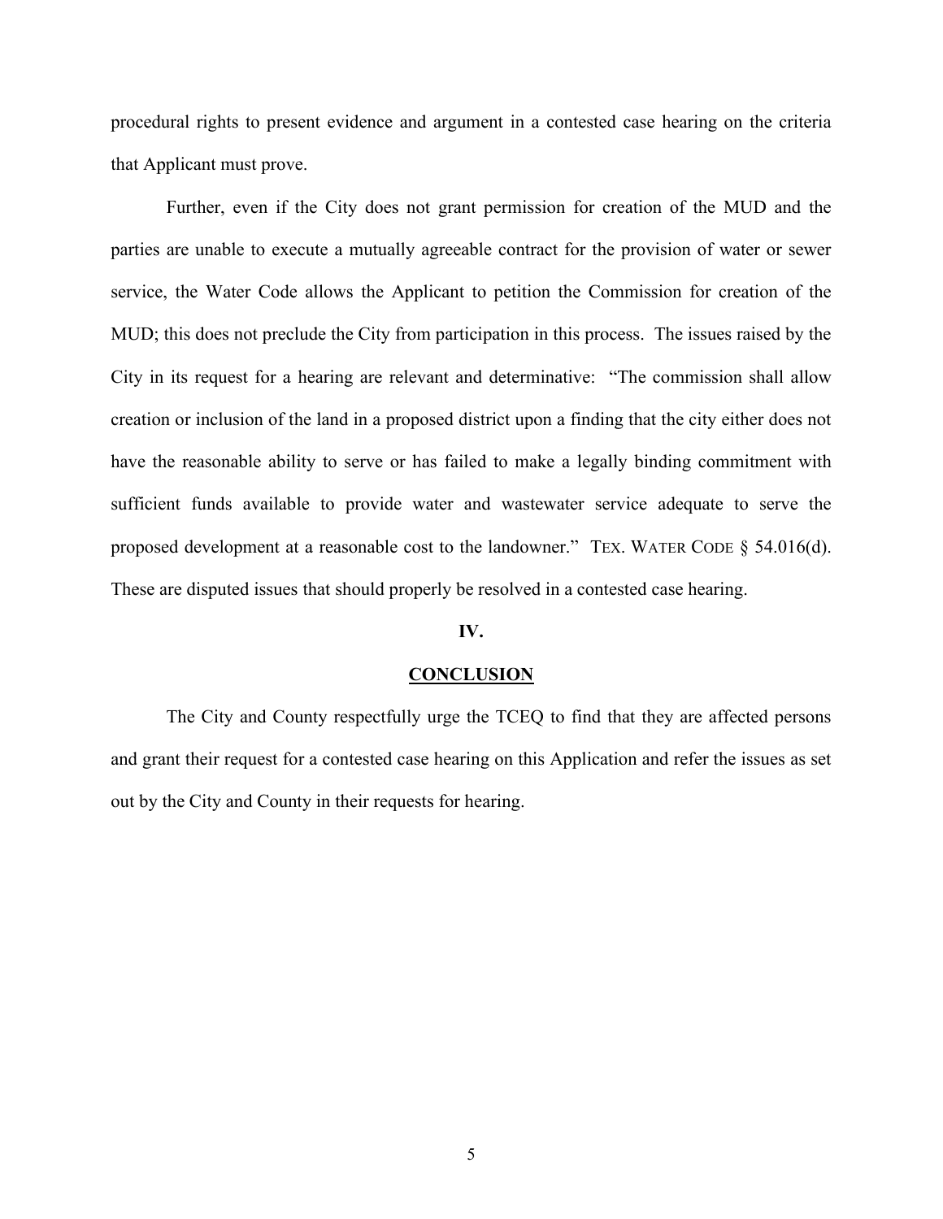procedural rights to present evidence and argument in a contested case hearing on the criteria that Applicant must prove.

Further, even if the City does not grant permission for creation of the MUD and the parties are unable to execute a mutually agreeable contract for the provision of water or sewer service, the Water Code allows the Applicant to petition the Commission for creation of the MUD; this does not preclude the City from participation in this process. The issues raised by the City in its request for a hearing are relevant and determinative: "The commission shall allow creation or inclusion of the land in a proposed district upon a finding that the city either does not have the reasonable ability to serve or has failed to make a legally binding commitment with sufficient funds available to provide water and wastewater service adequate to serve the proposed development at a reasonable cost to the landowner." TEX. WATER CODE § 54.016(d). These are disputed issues that should properly be resolved in a contested case hearing.

## IV.

## CONCLUSION

The City and County respectfully urge the TCEQ to find that they are affected persons and grant their request for a contested case hearing on this Application and refer the issues as set out by the City and County in their requests for hearing.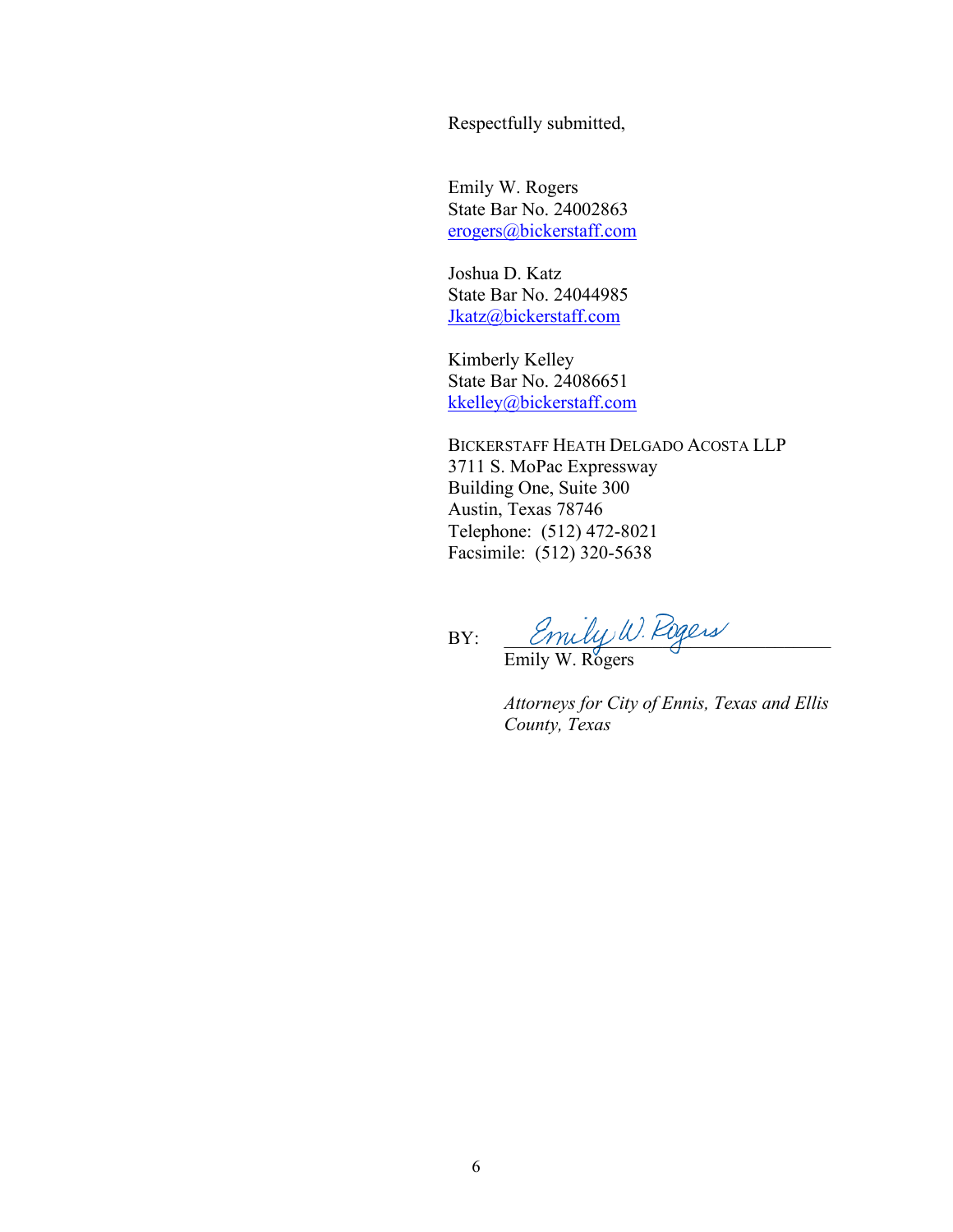Respectfully submitted,

Emily W. Rogers
State Bar No. 24002863
erogers@bickerstaff.com

Joshua D. Katz
State Bar No. 24044985
Jkatz@bickerstaff.com

Kimberly Kelley
State Bar No. 24086651
kkelley@bickerstaff.com

BICKERSTAFF HEATH DELGADO ACOSTA LLP
3711 S. MoPac Expressway
Building One, Suite 300
Austin, Texas 78746
Telephone: (512) 472-8021
Facsimile: (512) 320-5638

BY: *Emily W. Rogers*
Emily W. Rogers

*Attorneys for City of Ennis, Texas and Ellis County, Texas*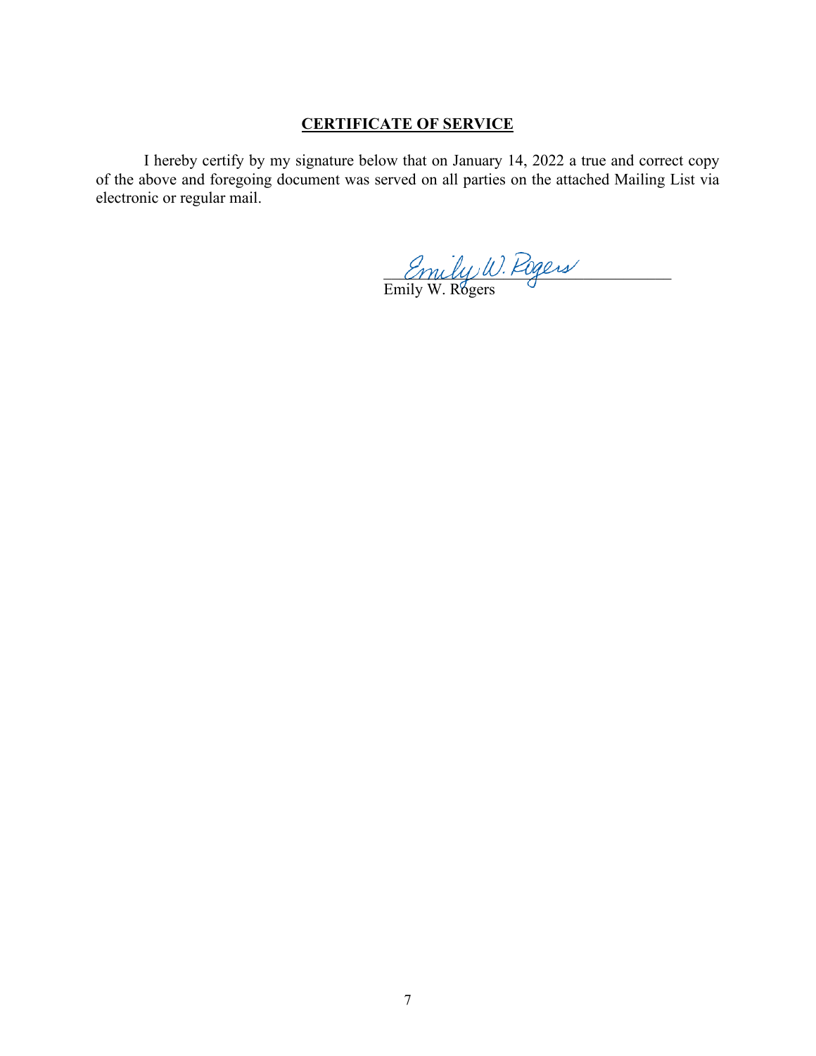**CERTIFICATE OF SERVICE**

I hereby certify by my signature below that on January 14, 2022 a true and correct copy of the above and foregoing document was served on all parties on the attached Mailing List via electronic or regular mail.

Emily W. Rogers

Emily W. Rogers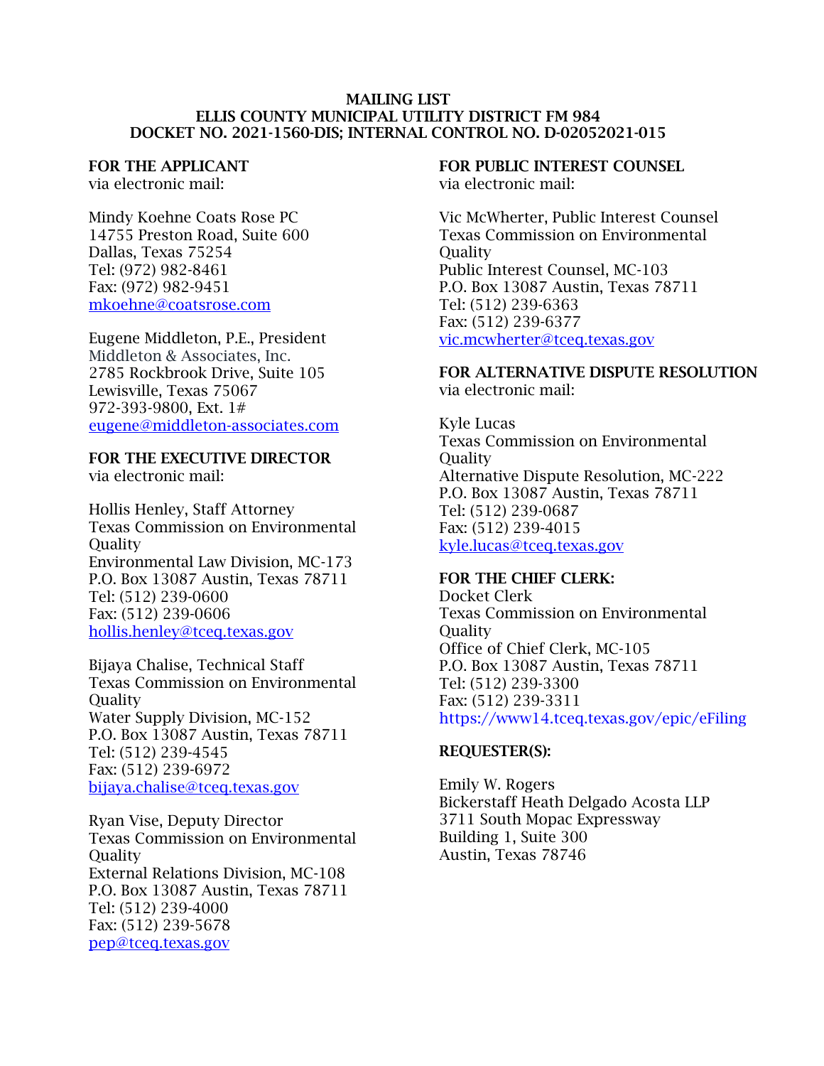**MAILING LIST**
**ELLIS COUNTY MUNICIPAL UTILITY DISTRICT FM 984**
**DOCKET NO. 2021-1560-DIS; INTERNAL CONTROL NO. D-02052021-015**

**FOR THE APPLICANT**
via electronic mail:

Mindy Koehne Coats Rose PC
14755 Preston Road, Suite 600
Dallas, Texas 75254
Tel: (972) 982-8461
Fax: (972) 982-9451
mkoehne@coatsrose.com

Eugene Middleton, P.E., President
Middleton & Associates, Inc.
2785 Rockbrook Drive, Suite 105
Lewisville, Texas 75067
972-393-9800, Ext. 1#
eugene@middleton-associates.com

**FOR THE EXECUTIVE DIRECTOR**
via electronic mail:

Hollis Henley, Staff Attorney
Texas Commission on Environmental Quality
Environmental Law Division, MC-173
P.O. Box 13087 Austin, Texas 78711
Tel: (512) 239-0600
Fax: (512) 239-0606
hollis.henley@tceq.texas.gov

Bijaya Chalise, Technical Staff
Texas Commission on Environmental Quality
Water Supply Division, MC-152
P.O. Box 13087 Austin, Texas 78711
Tel: (512) 239-4545
Fax: (512) 239-6972
bijaya.chalise@tceq.texas.gov

Ryan Vise, Deputy Director
Texas Commission on Environmental Quality
External Relations Division, MC-108
P.O. Box 13087 Austin, Texas 78711
Tel: (512) 239-4000
Fax: (512) 239-5678
pep@tceq.texas.gov

**FOR PUBLIC INTEREST COUNSEL**
via electronic mail:

Vic McWherter, Public Interest Counsel
Texas Commission on Environmental Quality
Public Interest Counsel, MC-103
P.O. Box 13087 Austin, Texas 78711
Tel: (512) 239-6363
Fax: (512) 239-6377
vic.mcwherter@tceq.texas.gov

**FOR ALTERNATIVE DISPUTE RESOLUTION**
via electronic mail:

Kyle Lucas
Texas Commission on Environmental Quality
Alternative Dispute Resolution, MC-222
P.O. Box 13087 Austin, Texas 78711
Tel: (512) 239-0687
Fax: (512) 239-4015
kyle.lucas@tceq.texas.gov

**FOR THE CHIEF CLERK:**
Docket Clerk
Texas Commission on Environmental Quality
Office of Chief Clerk, MC-105
P.O. Box 13087 Austin, Texas 78711
Tel: (512) 239-3300
Fax: (512) 239-3311
https://www14.tceq.texas.gov/epic/eFiling

**REQUESTER(S):**

Emily W. Rogers
Bickerstaff Heath Delgado Acosta LLP
3711 South Mopac Expressway
Building 1, Suite 300
Austin, Texas 78746